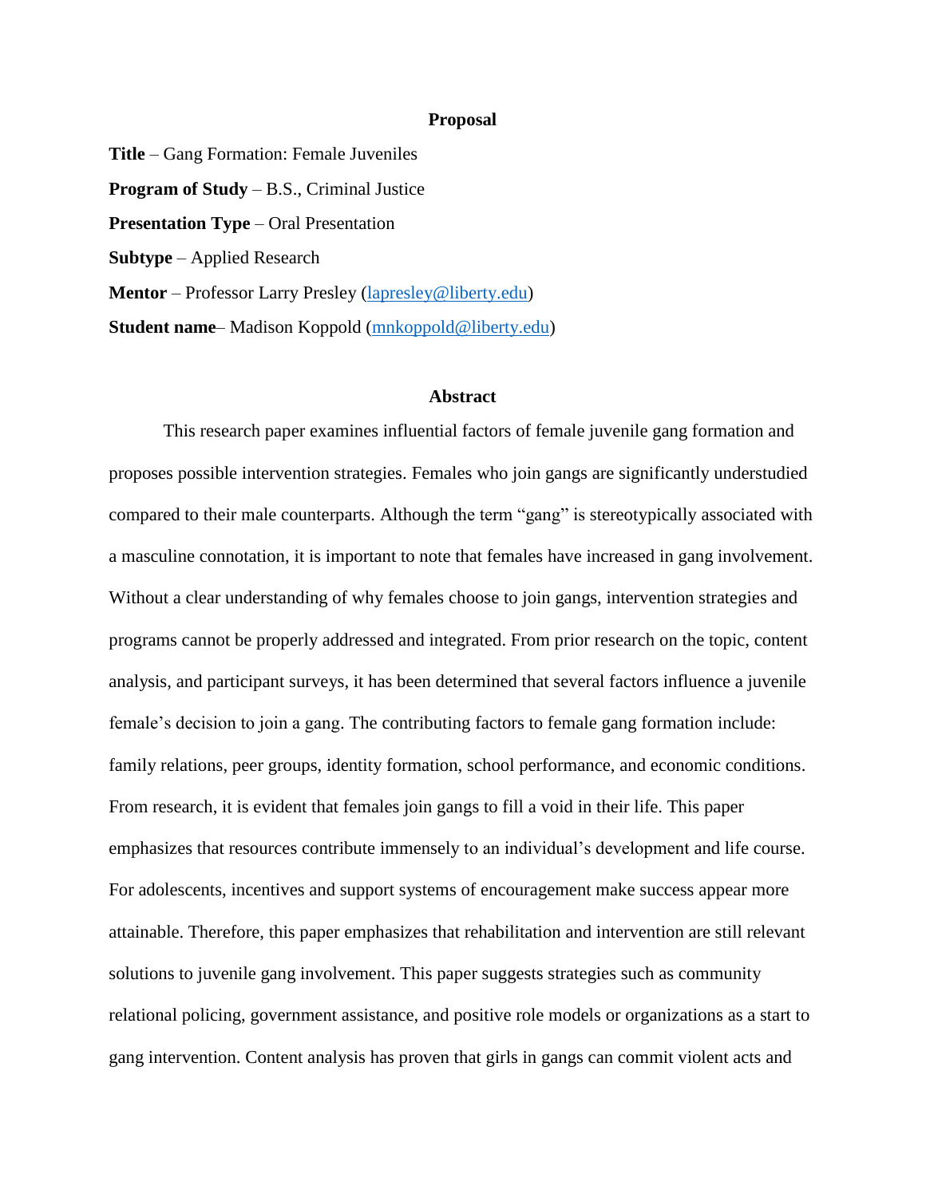## Proposal

**Title** – Gang Formation: Female Juveniles

**Program of Study** – B.S., Criminal Justice

**Presentation Type** – Oral Presentation

**Subtype** – Applied Research

**Mentor** – Professor Larry Presley (lapresley@liberty.edu)

**Student name**– Madison Koppold (mnkoppold@liberty.edu)

## Abstract

This research paper examines influential factors of female juvenile gang formation and proposes possible intervention strategies. Females who join gangs are significantly understudied compared to their male counterparts. Although the term "gang" is stereotypically associated with a masculine connotation, it is important to note that females have increased in gang involvement. Without a clear understanding of why females choose to join gangs, intervention strategies and programs cannot be properly addressed and integrated. From prior research on the topic, content analysis, and participant surveys, it has been determined that several factors influence a juvenile female's decision to join a gang. The contributing factors to female gang formation include: family relations, peer groups, identity formation, school performance, and economic conditions. From research, it is evident that females join gangs to fill a void in their life. This paper emphasizes that resources contribute immensely to an individual's development and life course. For adolescents, incentives and support systems of encouragement make success appear more attainable. Therefore, this paper emphasizes that rehabilitation and intervention are still relevant solutions to juvenile gang involvement. This paper suggests strategies such as community relational policing, government assistance, and positive role models or organizations as a start to gang intervention. Content analysis has proven that girls in gangs can commit violent acts and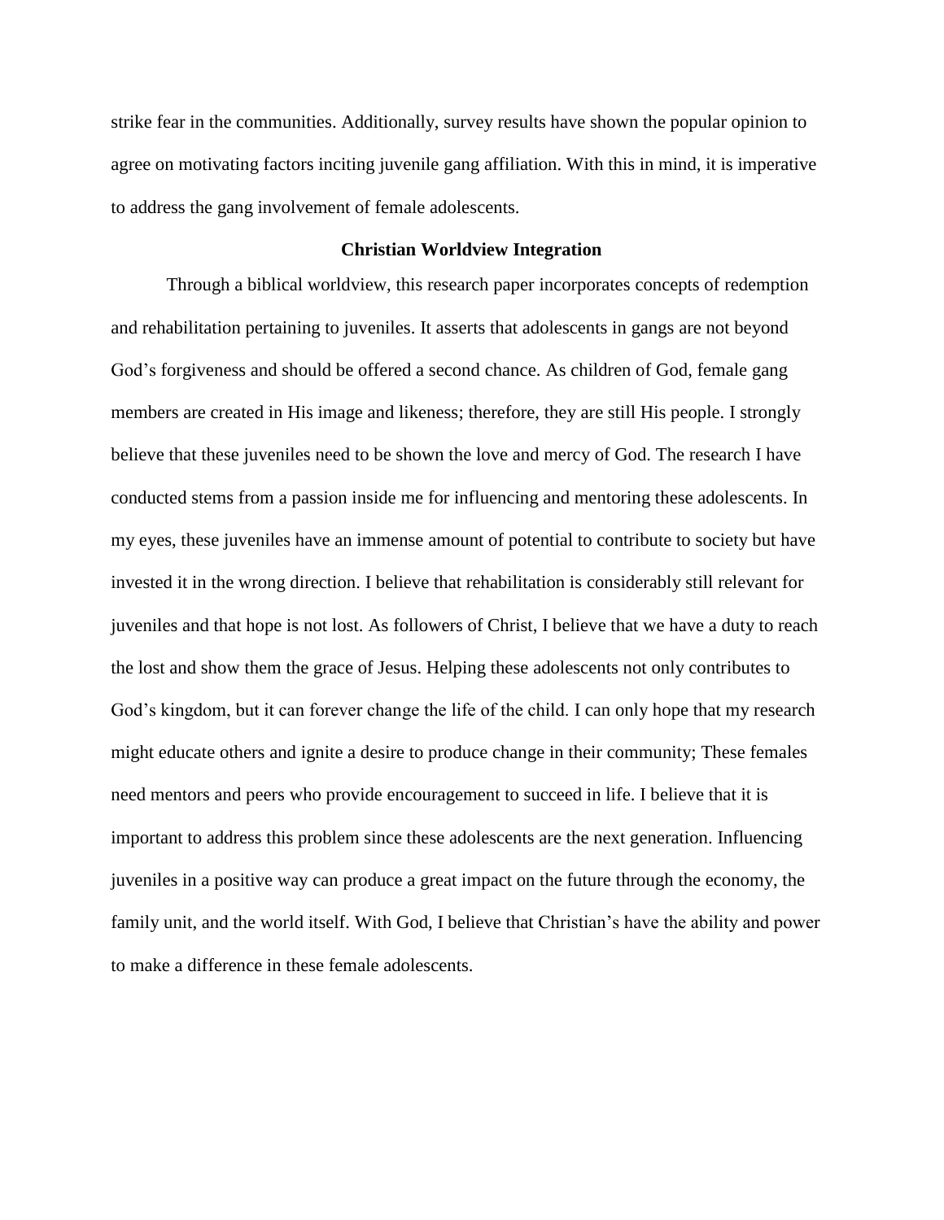strike fear in the communities. Additionally, survey results have shown the popular opinion to agree on motivating factors inciting juvenile gang affiliation. With this in mind, it is imperative to address the gang involvement of female adolescents.

## Christian Worldview Integration

Through a biblical worldview, this research paper incorporates concepts of redemption and rehabilitation pertaining to juveniles. It asserts that adolescents in gangs are not beyond God's forgiveness and should be offered a second chance. As children of God, female gang members are created in His image and likeness; therefore, they are still His people. I strongly believe that these juveniles need to be shown the love and mercy of God. The research I have conducted stems from a passion inside me for influencing and mentoring these adolescents. In my eyes, these juveniles have an immense amount of potential to contribute to society but have invested it in the wrong direction. I believe that rehabilitation is considerably still relevant for juveniles and that hope is not lost. As followers of Christ, I believe that we have a duty to reach the lost and show them the grace of Jesus. Helping these adolescents not only contributes to God's kingdom, but it can forever change the life of the child. I can only hope that my research might educate others and ignite a desire to produce change in their community; These females need mentors and peers who provide encouragement to succeed in life. I believe that it is important to address this problem since these adolescents are the next generation. Influencing juveniles in a positive way can produce a great impact on the future through the economy, the family unit, and the world itself. With God, I believe that Christian's have the ability and power to make a difference in these female adolescents.